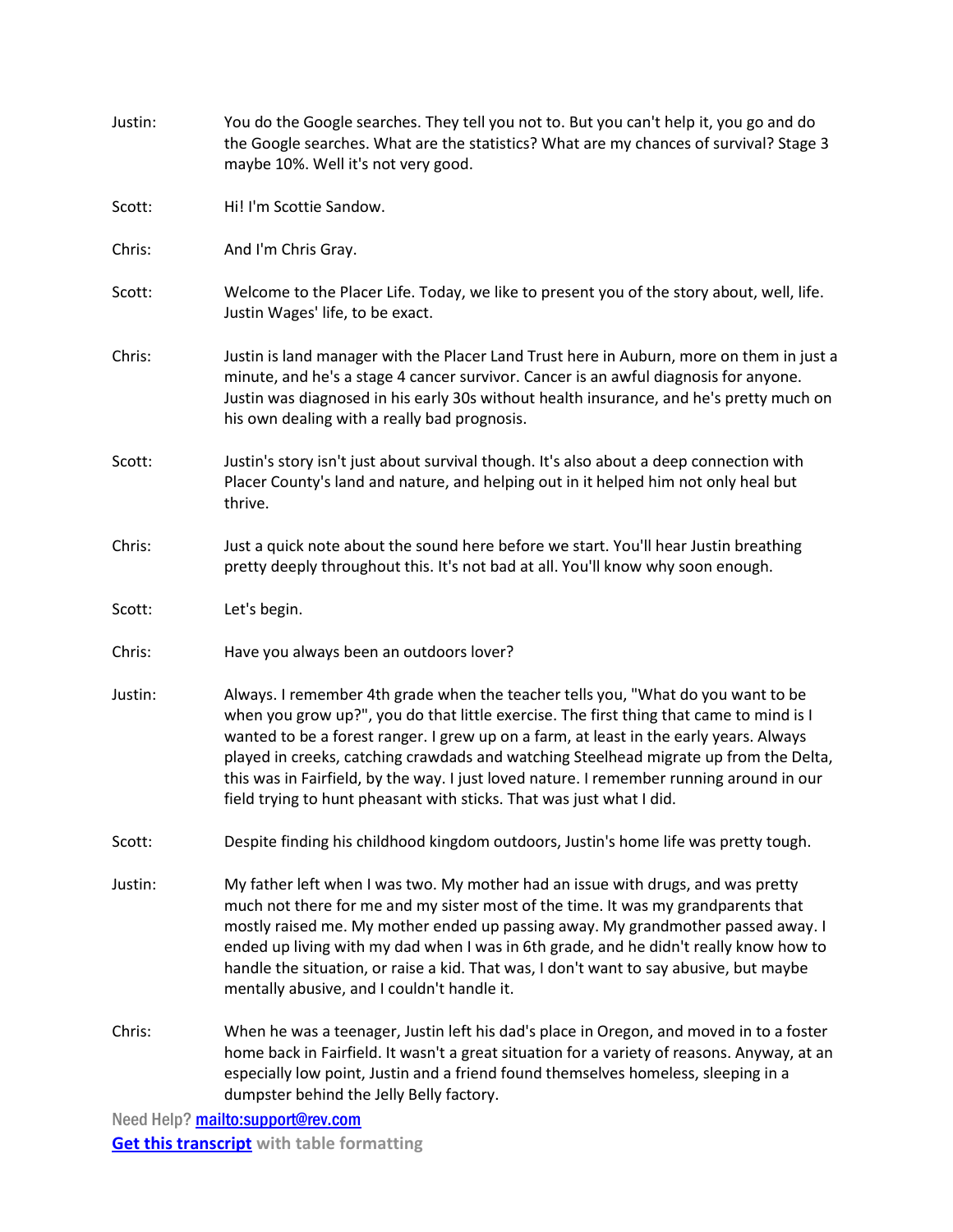Justin: You do the Google searches. They tell you not to. But you can't help it, you go and do the Google searches. What are the statistics? What are my chances of survival? Stage 3 maybe 10%. Well it's not very good.

Scott: Hi! I'm Scottie Sandow.

Chris: And I'm Chris Gray.

Scott: Welcome to the Placer Life. Today, we like to present you of the story about, well, life. Justin Wages' life, to be exact.

Chris: Justin is land manager with the Placer Land Trust here in Auburn, more on them in just a minute, and he's a stage 4 cancer survivor. Cancer is an awful diagnosis for anyone. Justin was diagnosed in his early 30s without health insurance, and he's pretty much on his own dealing with a really bad prognosis.

Scott: Justin's story isn't just about survival though. It's also about a deep connection with Placer County's land and nature, and helping out in it helped him not only heal but thrive.

Chris: Just a quick note about the sound here before we start. You'll hear Justin breathing pretty deeply throughout this. It's not bad at all. You'll know why soon enough.

Scott: Let's begin.

Chris: Have you always been an outdoors lover?

Justin: Always. I remember 4th grade when the teacher tells you, "What do you want to be when you grow up?", you do that little exercise. The first thing that came to mind is I wanted to be a forest ranger. I grew up on a farm, at least in the early years. Always played in creeks, catching crawdads and watching Steelhead migrate up from the Delta, this was in Fairfield, by the way. I just loved nature. I remember running around in our field trying to hunt pheasant with sticks. That was just what I did.

Scott: Despite finding his childhood kingdom outdoors, Justin's home life was pretty tough.

Justin: My father left when I was two. My mother had an issue with drugs, and was pretty much not there for me and my sister most of the time. It was my grandparents that mostly raised me. My mother ended up passing away. My grandmother passed away. I ended up living with my dad when I was in 6th grade, and he didn't really know how to handle the situation, or raise a kid. That was, I don't want to say abusive, but maybe mentally abusive, and I couldn't handle it.

Chris: When he was a teenager, Justin left his dad's place in Oregon, and moved in to a foster home back in Fairfield. It wasn't a great situation for a variety of reasons. Anyway, at an especially low point, Justin and a friend found themselves homeless, sleeping in a dumpster behind the Jelly Belly factory.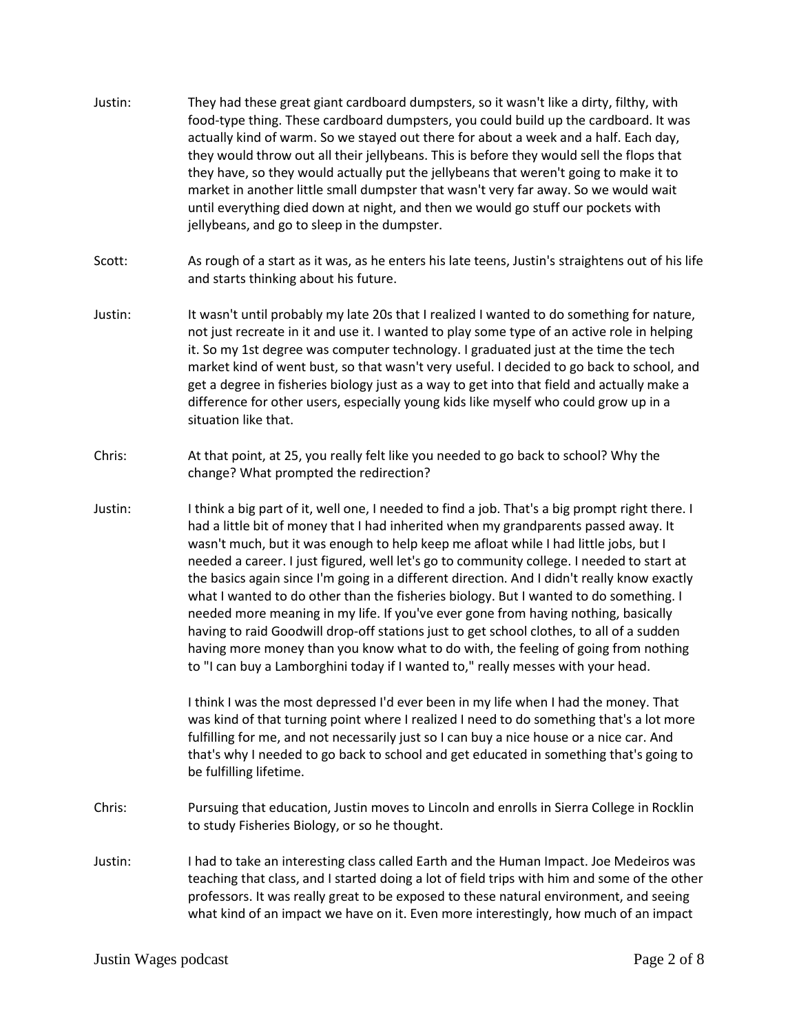Justin: They had these great giant cardboard dumpsters, so it wasn't like a dirty, filthy, with food-type thing. These cardboard dumpsters, you could build up the cardboard. It was actually kind of warm. So we stayed out there for about a week and a half. Each day, they would throw out all their jellybeans. This is before they would sell the flops that they have, so they would actually put the jellybeans that weren't going to make it to market in another little small dumpster that wasn't very far away. So we would wait until everything died down at night, and then we would go stuff our pockets with jellybeans, and go to sleep in the dumpster.

Scott: As rough of a start as it was, as he enters his late teens, Justin's straightens out of his life and starts thinking about his future.

Justin: It wasn't until probably my late 20s that I realized I wanted to do something for nature, not just recreate in it and use it. I wanted to play some type of an active role in helping it. So my 1st degree was computer technology. I graduated just at the time the tech market kind of went bust, so that wasn't very useful. I decided to go back to school, and get a degree in fisheries biology just as a way to get into that field and actually make a difference for other users, especially young kids like myself who could grow up in a situation like that.

Chris: At that point, at 25, you really felt like you needed to go back to school? Why the change? What prompted the redirection?

Justin: I think a big part of it, well one, I needed to find a job. That's a big prompt right there. I had a little bit of money that I had inherited when my grandparents passed away. It wasn't much, but it was enough to help keep me afloat while I had little jobs, but I needed a career. I just figured, well let's go to community college. I needed to start at the basics again since I'm going in a different direction. And I didn't really know exactly what I wanted to do other than the fisheries biology. But I wanted to do something. I needed more meaning in my life. If you've ever gone from having nothing, basically having to raid Goodwill drop-off stations just to get school clothes, to all of a sudden having more money than you know what to do with, the feeling of going from nothing to "I can buy a Lamborghini today if I wanted to," really messes with your head.

I think I was the most depressed I'd ever been in my life when I had the money. That was kind of that turning point where I realized I need to do something that's a lot more fulfilling for me, and not necessarily just so I can buy a nice house or a nice car. And that's why I needed to go back to school and get educated in something that's going to be fulfilling lifetime.

Chris: Pursuing that education, Justin moves to Lincoln and enrolls in Sierra College in Rocklin to study Fisheries Biology, or so he thought.

Justin: I had to take an interesting class called Earth and the Human Impact. Joe Medeiros was teaching that class, and I started doing a lot of field trips with him and some of the other professors. It was really great to be exposed to these natural environment, and seeing what kind of an impact we have on it. Even more interestingly, how much of an impact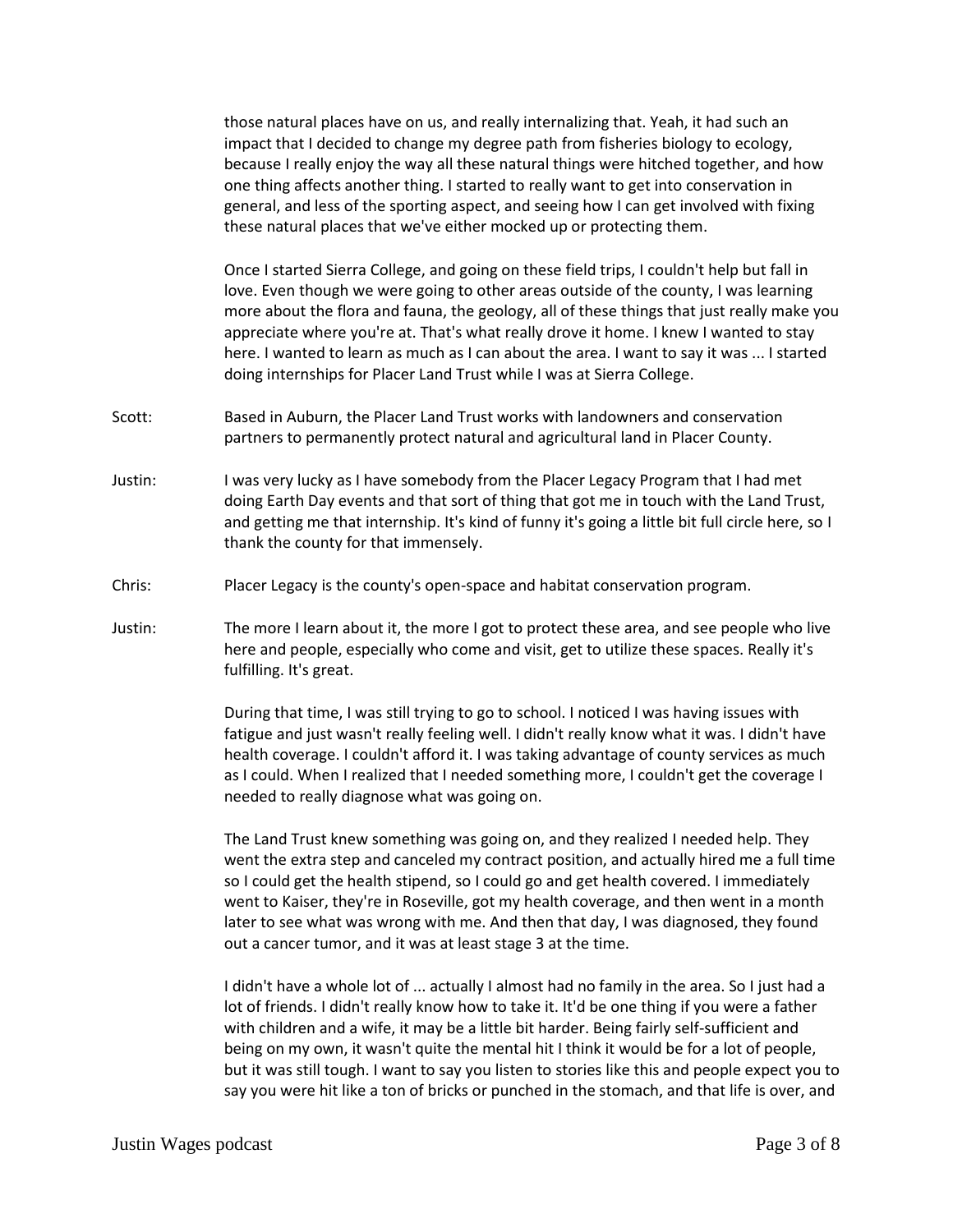those natural places have on us, and really internalizing that. Yeah, it had such an impact that I decided to change my degree path from fisheries biology to ecology, because I really enjoy the way all these natural things were hitched together, and how one thing affects another thing. I started to really want to get into conservation in general, and less of the sporting aspect, and seeing how I can get involved with fixing these natural places that we've either mocked up or protecting them.

Once I started Sierra College, and going on these field trips, I couldn't help but fall in love. Even though we were going to other areas outside of the county, I was learning more about the flora and fauna, the geology, all of these things that just really make you appreciate where you're at. That's what really drove it home. I knew I wanted to stay here. I wanted to learn as much as I can about the area. I want to say it was ... I started doing internships for Placer Land Trust while I was at Sierra College.

Scott: Based in Auburn, the Placer Land Trust works with landowners and conservation partners to permanently protect natural and agricultural land in Placer County.

Justin: I was very lucky as I have somebody from the Placer Legacy Program that I had met doing Earth Day events and that sort of thing that got me in touch with the Land Trust, and getting me that internship. It's kind of funny it's going a little bit full circle here, so I thank the county for that immensely.

Chris: Placer Legacy is the county's open-space and habitat conservation program.

Justin: The more I learn about it, the more I got to protect these area, and see people who live here and people, especially who come and visit, get to utilize these spaces. Really it's fulfilling. It's great.

During that time, I was still trying to go to school. I noticed I was having issues with fatigue and just wasn't really feeling well. I didn't really know what it was. I didn't have health coverage. I couldn't afford it. I was taking advantage of county services as much as I could. When I realized that I needed something more, I couldn't get the coverage I needed to really diagnose what was going on.

The Land Trust knew something was going on, and they realized I needed help. They went the extra step and canceled my contract position, and actually hired me a full time so I could get the health stipend, so I could go and get health covered. I immediately went to Kaiser, they're in Roseville, got my health coverage, and then went in a month later to see what was wrong with me. And then that day, I was diagnosed, they found out a cancer tumor, and it was at least stage 3 at the time.

I didn't have a whole lot of ... actually I almost had no family in the area. So I just had a lot of friends. I didn't really know how to take it. It'd be one thing if you were a father with children and a wife, it may be a little bit harder. Being fairly self-sufficient and being on my own, it wasn't quite the mental hit I think it would be for a lot of people, but it was still tough. I want to say you listen to stories like this and people expect you to say you were hit like a ton of bricks or punched in the stomach, and that life is over, and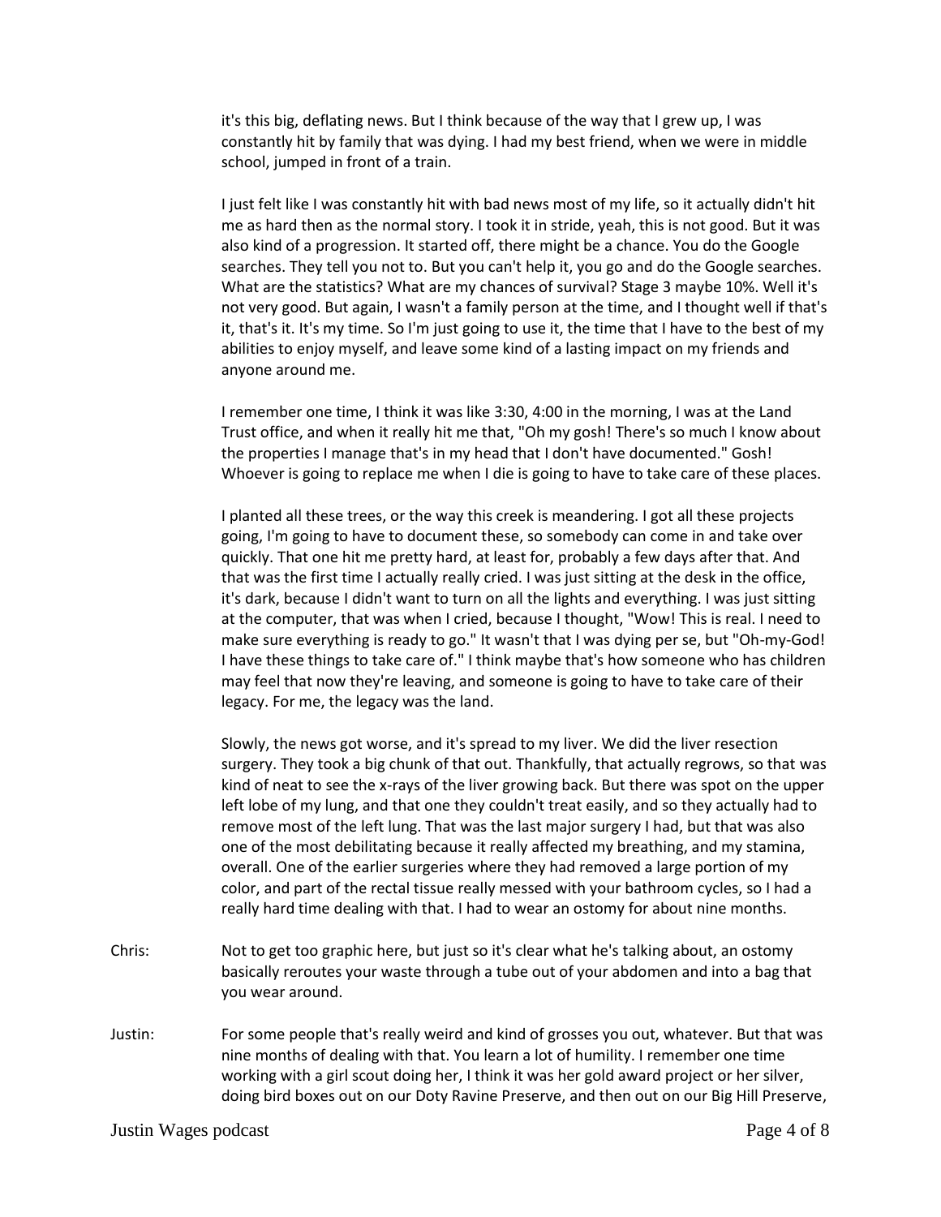it's this big, deflating news. But I think because of the way that I grew up, I was constantly hit by family that was dying. I had my best friend, when we were in middle school, jumped in front of a train.

I just felt like I was constantly hit with bad news most of my life, so it actually didn't hit me as hard then as the normal story. I took it in stride, yeah, this is not good. But it was also kind of a progression. It started off, there might be a chance. You do the Google searches. They tell you not to. But you can't help it, you go and do the Google searches. What are the statistics? What are my chances of survival? Stage 3 maybe 10%. Well it's not very good. But again, I wasn't a family person at the time, and I thought well if that's it, that's it. It's my time. So I'm just going to use it, the time that I have to the best of my abilities to enjoy myself, and leave some kind of a lasting impact on my friends and anyone around me.

I remember one time, I think it was like 3:30, 4:00 in the morning, I was at the Land Trust office, and when it really hit me that, "Oh my gosh! There's so much I know about the properties I manage that's in my head that I don't have documented." Gosh! Whoever is going to replace me when I die is going to have to take care of these places.

I planted all these trees, or the way this creek is meandering. I got all these projects going, I'm going to have to document these, so somebody can come in and take over quickly. That one hit me pretty hard, at least for, probably a few days after that. And that was the first time I actually really cried. I was just sitting at the desk in the office, it's dark, because I didn't want to turn on all the lights and everything. I was just sitting at the computer, that was when I cried, because I thought, "Wow! This is real. I need to make sure everything is ready to go." It wasn't that I was dying per se, but "Oh-my-God! I have these things to take care of." I think maybe that's how someone who has children may feel that now they're leaving, and someone is going to have to take care of their legacy. For me, the legacy was the land.

Slowly, the news got worse, and it's spread to my liver. We did the liver resection surgery. They took a big chunk of that out. Thankfully, that actually regrows, so that was kind of neat to see the x-rays of the liver growing back. But there was spot on the upper left lobe of my lung, and that one they couldn't treat easily, and so they actually had to remove most of the left lung. That was the last major surgery I had, but that was also one of the most debilitating because it really affected my breathing, and my stamina, overall. One of the earlier surgeries where they had removed a large portion of my color, and part of the rectal tissue really messed with your bathroom cycles, so I had a really hard time dealing with that. I had to wear an ostomy for about nine months.

Chris: Not to get too graphic here, but just so it's clear what he's talking about, an ostomy basically reroutes your waste through a tube out of your abdomen and into a bag that you wear around.

Justin: For some people that's really weird and kind of grosses you out, whatever. But that was nine months of dealing with that. You learn a lot of humility. I remember one time working with a girl scout doing her, I think it was her gold award project or her silver, doing bird boxes out on our Doty Ravine Preserve, and then out on our Big Hill Preserve,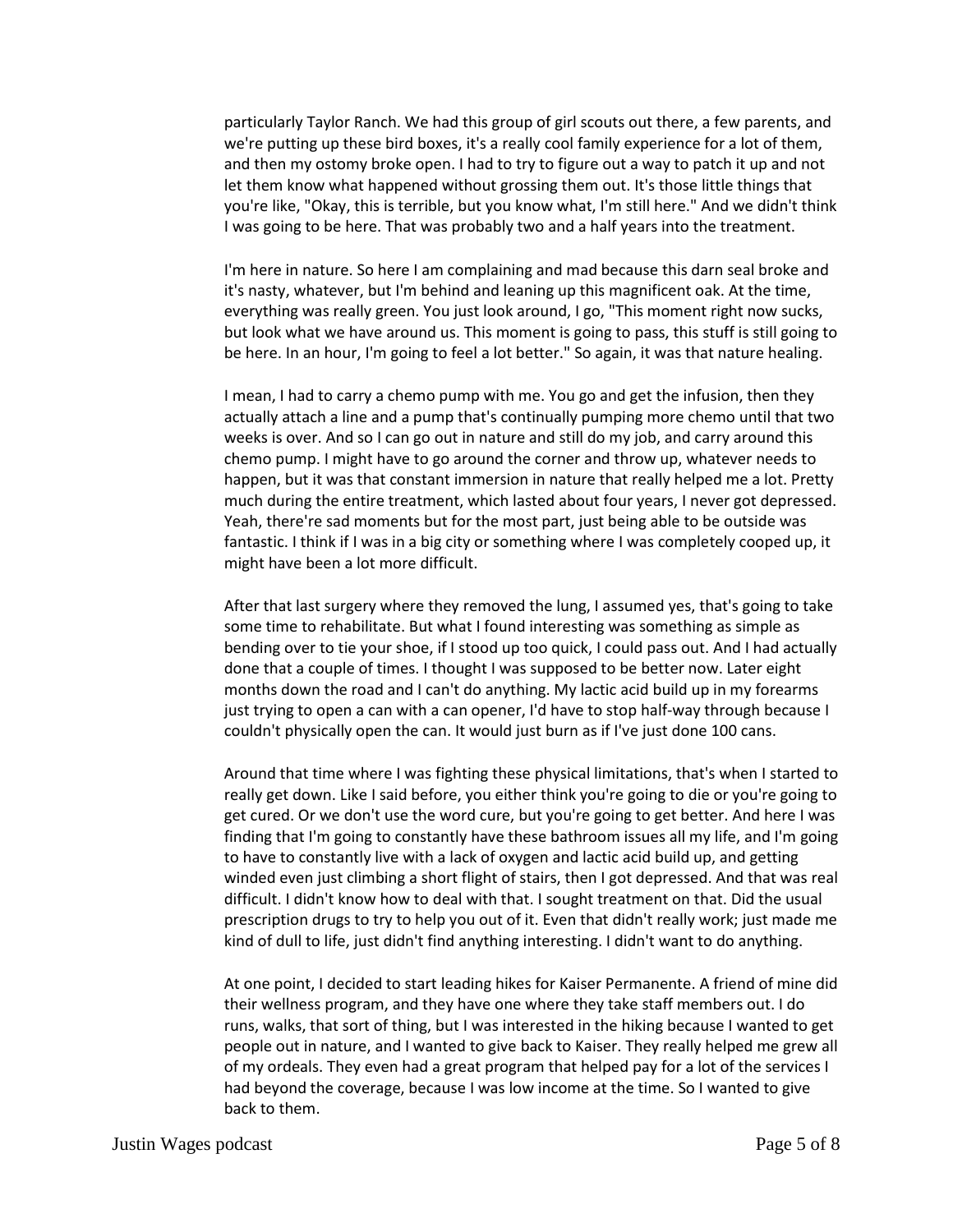particularly Taylor Ranch. We had this group of girl scouts out there, a few parents, and we're putting up these bird boxes, it's a really cool family experience for a lot of them, and then my ostomy broke open. I had to try to figure out a way to patch it up and not let them know what happened without grossing them out. It's those little things that you're like, "Okay, this is terrible, but you know what, I'm still here." And we didn't think I was going to be here. That was probably two and a half years into the treatment.

I'm here in nature. So here I am complaining and mad because this darn seal broke and it's nasty, whatever, but I'm behind and leaning up this magnificent oak. At the time, everything was really green. You just look around, I go, "This moment right now sucks, but look what we have around us. This moment is going to pass, this stuff is still going to be here. In an hour, I'm going to feel a lot better." So again, it was that nature healing.

I mean, I had to carry a chemo pump with me. You go and get the infusion, then they actually attach a line and a pump that's continually pumping more chemo until that two weeks is over. And so I can go out in nature and still do my job, and carry around this chemo pump. I might have to go around the corner and throw up, whatever needs to happen, but it was that constant immersion in nature that really helped me a lot. Pretty much during the entire treatment, which lasted about four years, I never got depressed. Yeah, there're sad moments but for the most part, just being able to be outside was fantastic. I think if I was in a big city or something where I was completely cooped up, it might have been a lot more difficult.

After that last surgery where they removed the lung, I assumed yes, that's going to take some time to rehabilitate. But what I found interesting was something as simple as bending over to tie your shoe, if I stood up too quick, I could pass out. And I had actually done that a couple of times. I thought I was supposed to be better now. Later eight months down the road and I can't do anything. My lactic acid build up in my forearms just trying to open a can with a can opener, I'd have to stop half-way through because I couldn't physically open the can. It would just burn as if I've just done 100 cans.

Around that time where I was fighting these physical limitations, that's when I started to really get down. Like I said before, you either think you're going to die or you're going to get cured. Or we don't use the word cure, but you're going to get better. And here I was finding that I'm going to constantly have these bathroom issues all my life, and I'm going to have to constantly live with a lack of oxygen and lactic acid build up, and getting winded even just climbing a short flight of stairs, then I got depressed. And that was real difficult. I didn't know how to deal with that. I sought treatment on that. Did the usual prescription drugs to try to help you out of it. Even that didn't really work; just made me kind of dull to life, just didn't find anything interesting. I didn't want to do anything.

At one point, I decided to start leading hikes for Kaiser Permanente. A friend of mine did their wellness program, and they have one where they take staff members out. I do runs, walks, that sort of thing, but I was interested in the hiking because I wanted to get people out in nature, and I wanted to give back to Kaiser. They really helped me grew all of my ordeals. They even had a great program that helped pay for a lot of the services I had beyond the coverage, because I was low income at the time. So I wanted to give back to them.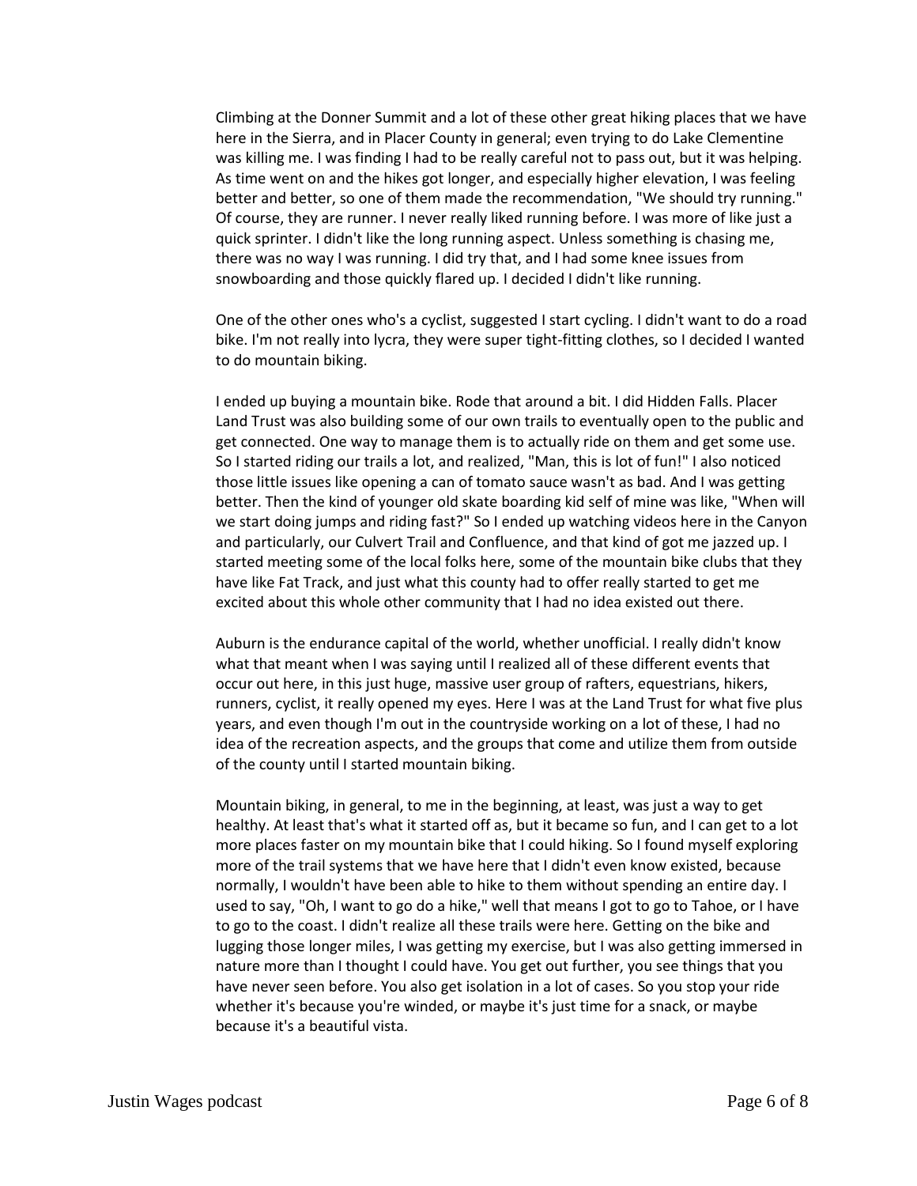Climbing at the Donner Summit and a lot of these other great hiking places that we have here in the Sierra, and in Placer County in general; even trying to do Lake Clementine was killing me. I was finding I had to be really careful not to pass out, but it was helping. As time went on and the hikes got longer, and especially higher elevation, I was feeling better and better, so one of them made the recommendation, "We should try running." Of course, they are runner. I never really liked running before. I was more of like just a quick sprinter. I didn't like the long running aspect. Unless something is chasing me, there was no way I was running. I did try that, and I had some knee issues from snowboarding and those quickly flared up. I decided I didn't like running.

One of the other ones who's a cyclist, suggested I start cycling. I didn't want to do a road bike. I'm not really into lycra, they were super tight-fitting clothes, so I decided I wanted to do mountain biking.

I ended up buying a mountain bike. Rode that around a bit. I did Hidden Falls. Placer Land Trust was also building some of our own trails to eventually open to the public and get connected. One way to manage them is to actually ride on them and get some use. So I started riding our trails a lot, and realized, "Man, this is lot of fun!" I also noticed those little issues like opening a can of tomato sauce wasn't as bad. And I was getting better. Then the kind of younger old skate boarding kid self of mine was like, "When will we start doing jumps and riding fast?" So I ended up watching videos here in the Canyon and particularly, our Culvert Trail and Confluence, and that kind of got me jazzed up. I started meeting some of the local folks here, some of the mountain bike clubs that they have like Fat Track, and just what this county had to offer really started to get me excited about this whole other community that I had no idea existed out there.

Auburn is the endurance capital of the world, whether unofficial. I really didn't know what that meant when I was saying until I realized all of these different events that occur out here, in this just huge, massive user group of rafters, equestrians, hikers, runners, cyclist, it really opened my eyes. Here I was at the Land Trust for what five plus years, and even though I'm out in the countryside working on a lot of these, I had no idea of the recreation aspects, and the groups that come and utilize them from outside of the county until I started mountain biking.

Mountain biking, in general, to me in the beginning, at least, was just a way to get healthy. At least that's what it started off as, but it became so fun, and I can get to a lot more places faster on my mountain bike that I could hiking. So I found myself exploring more of the trail systems that we have here that I didn't even know existed, because normally, I wouldn't have been able to hike to them without spending an entire day. I used to say, "Oh, I want to go do a hike," well that means I got to go to Tahoe, or I have to go to the coast. I didn't realize all these trails were here. Getting on the bike and lugging those longer miles, I was getting my exercise, but I was also getting immersed in nature more than I thought I could have. You get out further, you see things that you have never seen before. You also get isolation in a lot of cases. So you stop your ride whether it's because you're winded, or maybe it's just time for a snack, or maybe because it's a beautiful vista.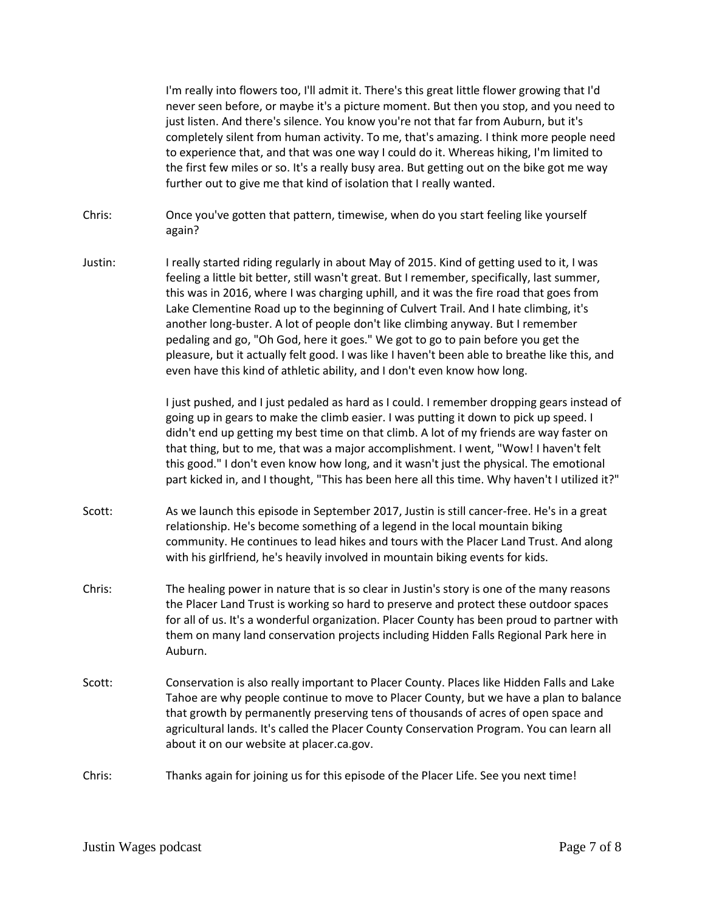I'm really into flowers too, I'll admit it. There's this great little flower growing that I'd never seen before, or maybe it's a picture moment. But then you stop, and you need to just listen. And there's silence. You know you're not that far from Auburn, but it's completely silent from human activity. To me, that's amazing. I think more people need to experience that, and that was one way I could do it. Whereas hiking, I'm limited to the first few miles or so. It's a really busy area. But getting out on the bike got me way further out to give me that kind of isolation that I really wanted.

Chris: Once you've gotten that pattern, timewise, when do you start feeling like yourself again?

Justin: I really started riding regularly in about May of 2015. Kind of getting used to it, I was feeling a little bit better, still wasn't great. But I remember, specifically, last summer, this was in 2016, where I was charging uphill, and it was the fire road that goes from Lake Clementine Road up to the beginning of Culvert Trail. And I hate climbing, it's another long-buster. A lot of people don't like climbing anyway. But I remember pedaling and go, "Oh God, here it goes." We got to go to pain before you get the pleasure, but it actually felt good. I was like I haven't been able to breathe like this, and even have this kind of athletic ability, and I don't even know how long.

I just pushed, and I just pedaled as hard as I could. I remember dropping gears instead of going up in gears to make the climb easier. I was putting it down to pick up speed. I didn't end up getting my best time on that climb. A lot of my friends are way faster on that thing, but to me, that was a major accomplishment. I went, "Wow! I haven't felt this good." I don't even know how long, and it wasn't just the physical. The emotional part kicked in, and I thought, "This has been here all this time. Why haven't I utilized it?"

Scott: As we launch this episode in September 2017, Justin is still cancer-free. He's in a great relationship. He's become something of a legend in the local mountain biking community. He continues to lead hikes and tours with the Placer Land Trust. And along with his girlfriend, he's heavily involved in mountain biking events for kids.

Chris: The healing power in nature that is so clear in Justin's story is one of the many reasons the Placer Land Trust is working so hard to preserve and protect these outdoor spaces for all of us. It's a wonderful organization. Placer County has been proud to partner with them on many land conservation projects including Hidden Falls Regional Park here in Auburn.

Scott: Conservation is also really important to Placer County. Places like Hidden Falls and Lake Tahoe are why people continue to move to Placer County, but we have a plan to balance that growth by permanently preserving tens of thousands of acres of open space and agricultural lands. It's called the Placer County Conservation Program. You can learn all about it on our website at placer.ca.gov.

Chris: Thanks again for joining us for this episode of the Placer Life. See you next time!